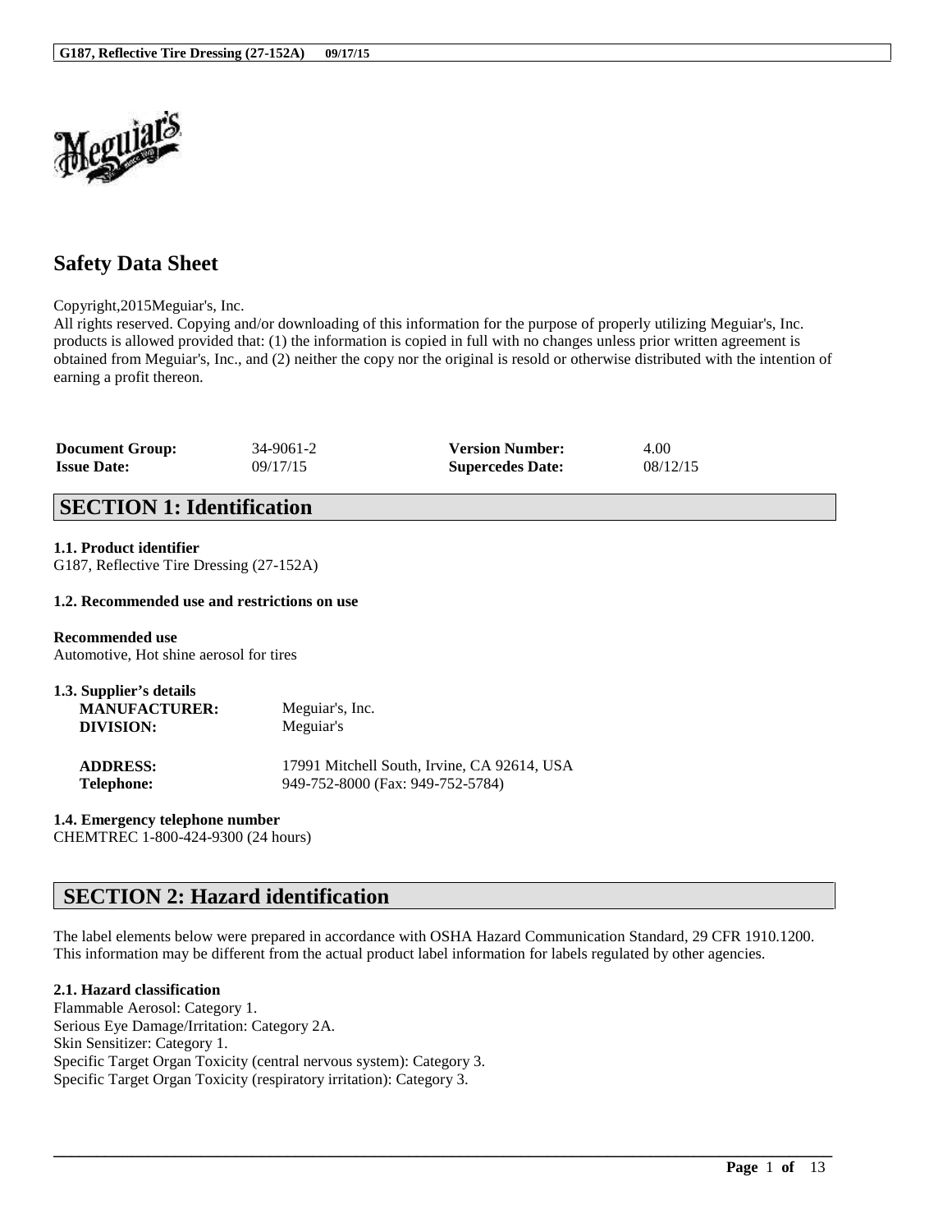# Safety Data Sheet

Copyright,2015Meguiar's, Inc.
All rights reserved. Copying and/or downloading of this information for the purpose of properly utilizing Meguiar's, Inc. products is allowed provided that: (1) the information is copied in full with no changes unless prior written agreement is obtained from Meguiar's, Inc., and (2) neither the copy nor the original is resold or otherwise distributed with the intention of earning a profit thereon.

| | | | |
|---|---|---|---|
| **Document Group:** | 34-9061-2 | **Version Number:** | 4.00 |
| **Issue Date:** | 09/17/15 | **Supercedes Date:** | 08/12/15 |

## SECTION 1: Identification

**1.1. Product identifier**
G187, Reflective Tire Dressing (27-152A)

**1.2. Recommended use and restrictions on use**

**Recommended use**
Automotive, Hot shine aerosol for tires

**1.3. Supplier's details**

| | |
|---|---|
| **MANUFACTURER:** | Meguiar's, Inc. |
| **DIVISION:** | Meguiar's |
| **ADDRESS:** | 17991 Mitchell South, Irvine, CA 92614, USA |
| **Telephone:** | 949-752-8000 (Fax: 949-752-5784) |

**1.4. Emergency telephone number**
CHEMTREC 1-800-424-9300 (24 hours)

## SECTION 2: Hazard identification

The label elements below were prepared in accordance with OSHA Hazard Communication Standard, 29 CFR 1910.1200. This information may be different from the actual product label information for labels regulated by other agencies.

**2.1. Hazard classification**
Flammable Aerosol: Category 1.
Serious Eye Damage/Irritation: Category 2A.
Skin Sensitizer: Category 1.
Specific Target Organ Toxicity (central nervous system): Category 3.
Specific Target Organ Toxicity (respiratory irritation): Category 3.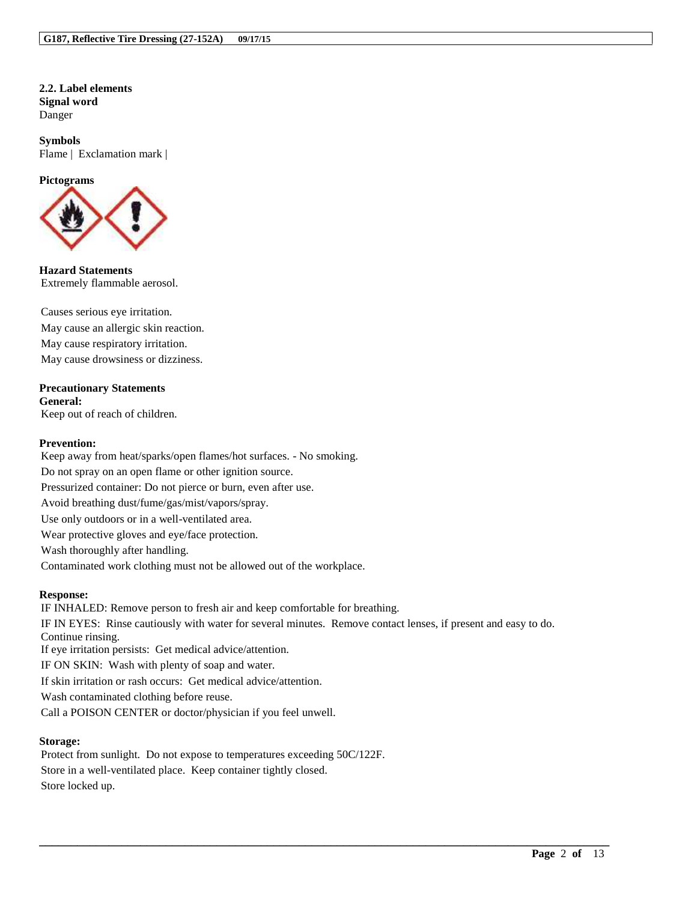**2.2. Label elements**

**Signal word**

Danger

**Symbols**

Flame | Exclamation mark |

**Pictograms**

**Hazard Statements**

Extremely flammable aerosol.

Causes serious eye irritation.

May cause an allergic skin reaction.

May cause respiratory irritation.

May cause drowsiness or dizziness.

**Precautionary Statements**

**General:**

Keep out of reach of children.

**Prevention:**

Keep away from heat/sparks/open flames/hot surfaces. - No smoking.

Do not spray on an open flame or other ignition source.

Pressurized container: Do not pierce or burn, even after use.

Avoid breathing dust/fume/gas/mist/vapors/spray.

Use only outdoors or in a well-ventilated area.

Wear protective gloves and eye/face protection.

Wash thoroughly after handling.

Contaminated work clothing must not be allowed out of the workplace.

**Response:**

IF INHALED: Remove person to fresh air and keep comfortable for breathing.

IF IN EYES: Rinse cautiously with water for several minutes. Remove contact lenses, if present and easy to do. Continue rinsing.

If eye irritation persists: Get medical advice/attention.

IF ON SKIN: Wash with plenty of soap and water.

If skin irritation or rash occurs: Get medical advice/attention.

Wash contaminated clothing before reuse.

Call a POISON CENTER or doctor/physician if you feel unwell.

**Storage:**

Protect from sunlight. Do not expose to temperatures exceeding 50C/122F.

Store in a well-ventilated place. Keep container tightly closed.

Store locked up.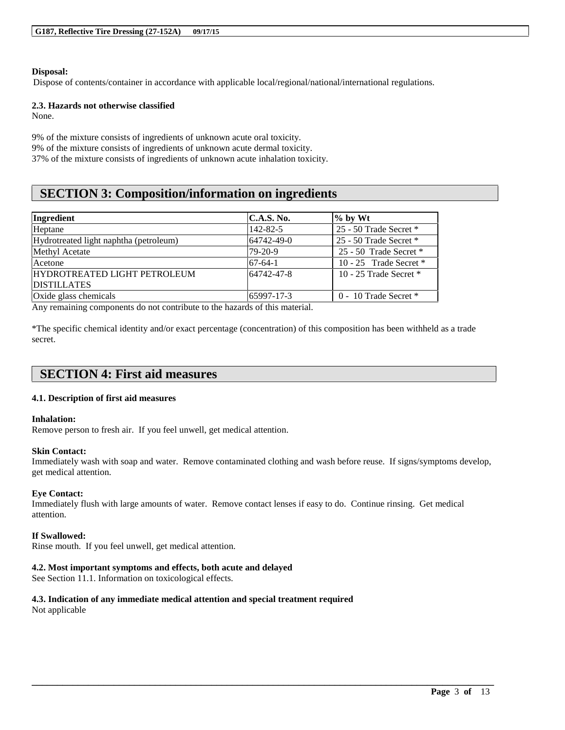**Disposal:**
Dispose of contents/container in accordance with applicable local/regional/national/international regulations.

**2.3. Hazards not otherwise classified**
None.

9% of the mixture consists of ingredients of unknown acute oral toxicity.
9% of the mixture consists of ingredients of unknown acute dermal toxicity.
37% of the mixture consists of ingredients of unknown acute inhalation toxicity.

## SECTION 3: Composition/information on ingredients

| Ingredient | C.A.S. No. | % by Wt |
|---|---|---|
| Heptane | 142-82-5 | 25 - 50 Trade Secret * |
| Hydrotreated light naphtha (petroleum) | 64742-49-0 | 25 - 50 Trade Secret * |
| Methyl Acetate | 79-20-9 | 25 - 50 Trade Secret * |
| Acetone | 67-64-1 | 10 - 25 Trade Secret * |
| HYDROTREATED LIGHT PETROLEUM DISTILLATES | 64742-47-8 | 10 - 25 Trade Secret * |
| Oxide glass chemicals | 65997-17-3 | 0 - 10 Trade Secret * |

Any remaining components do not contribute to the hazards of this material.

*The specific chemical identity and/or exact percentage (concentration) of this composition has been withheld as a trade secret.

## SECTION 4: First aid measures

**4.1. Description of first aid measures**

**Inhalation:**
Remove person to fresh air. If you feel unwell, get medical attention.

**Skin Contact:**
Immediately wash with soap and water. Remove contaminated clothing and wash before reuse. If signs/symptoms develop, get medical attention.

**Eye Contact:**
Immediately flush with large amounts of water. Remove contact lenses if easy to do. Continue rinsing. Get medical attention.

**If Swallowed:**
Rinse mouth. If you feel unwell, get medical attention.

**4.2. Most important symptoms and effects, both acute and delayed**
See Section 11.1. Information on toxicological effects.

**4.3. Indication of any immediate medical attention and special treatment required**
Not applicable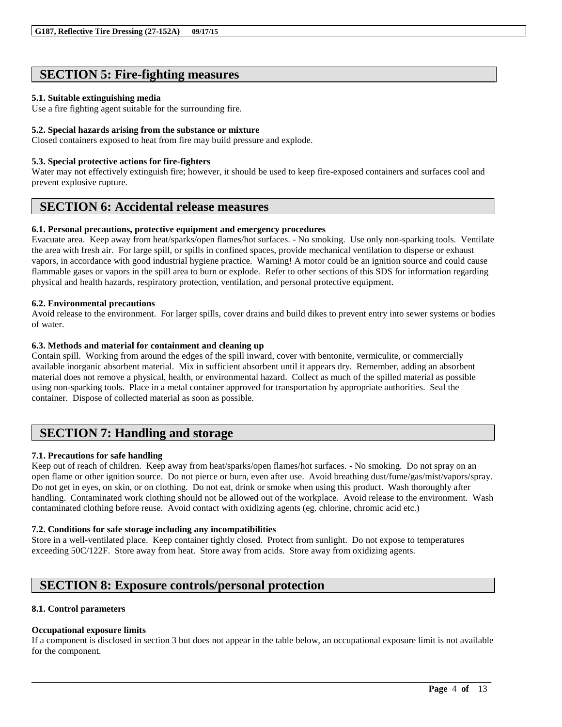## SECTION 5: Fire-fighting measures

### 5.1. Suitable extinguishing media

Use a fire fighting agent suitable for the surrounding fire.

### 5.2. Special hazards arising from the substance or mixture

Closed containers exposed to heat from fire may build pressure and explode.

### 5.3. Special protective actions for fire-fighters

Water may not effectively extinguish fire; however, it should be used to keep fire-exposed containers and surfaces cool and prevent explosive rupture.

## SECTION 6: Accidental release measures

### 6.1. Personal precautions, protective equipment and emergency procedures

Evacuate area. Keep away from heat/sparks/open flames/hot surfaces. - No smoking. Use only non-sparking tools. Ventilate the area with fresh air. For large spill, or spills in confined spaces, provide mechanical ventilation to disperse or exhaust vapors, in accordance with good industrial hygiene practice. Warning! A motor could be an ignition source and could cause flammable gases or vapors in the spill area to burn or explode. Refer to other sections of this SDS for information regarding physical and health hazards, respiratory protection, ventilation, and personal protective equipment.

### 6.2. Environmental precautions

Avoid release to the environment. For larger spills, cover drains and build dikes to prevent entry into sewer systems or bodies of water.

### 6.3. Methods and material for containment and cleaning up

Contain spill. Working from around the edges of the spill inward, cover with bentonite, vermiculite, or commercially available inorganic absorbent material. Mix in sufficient absorbent until it appears dry. Remember, adding an absorbent material does not remove a physical, health, or environmental hazard. Collect as much of the spilled material as possible using non-sparking tools. Place in a metal container approved for transportation by appropriate authorities. Seal the container. Dispose of collected material as soon as possible.

## SECTION 7: Handling and storage

### 7.1. Precautions for safe handling

Keep out of reach of children. Keep away from heat/sparks/open flames/hot surfaces. - No smoking. Do not spray on an open flame or other ignition source. Do not pierce or burn, even after use. Avoid breathing dust/fume/gas/mist/vapors/spray. Do not get in eyes, on skin, or on clothing. Do not eat, drink or smoke when using this product. Wash thoroughly after handling. Contaminated work clothing should not be allowed out of the workplace. Avoid release to the environment. Wash contaminated clothing before reuse. Avoid contact with oxidizing agents (eg. chlorine, chromic acid etc.)

### 7.2. Conditions for safe storage including any incompatibilities

Store in a well-ventilated place. Keep container tightly closed. Protect from sunlight. Do not expose to temperatures exceeding 50C/122F. Store away from heat. Store away from acids. Store away from oxidizing agents.

## SECTION 8: Exposure controls/personal protection

### 8.1. Control parameters

#### Occupational exposure limits

If a component is disclosed in section 3 but does not appear in the table below, an occupational exposure limit is not available for the component.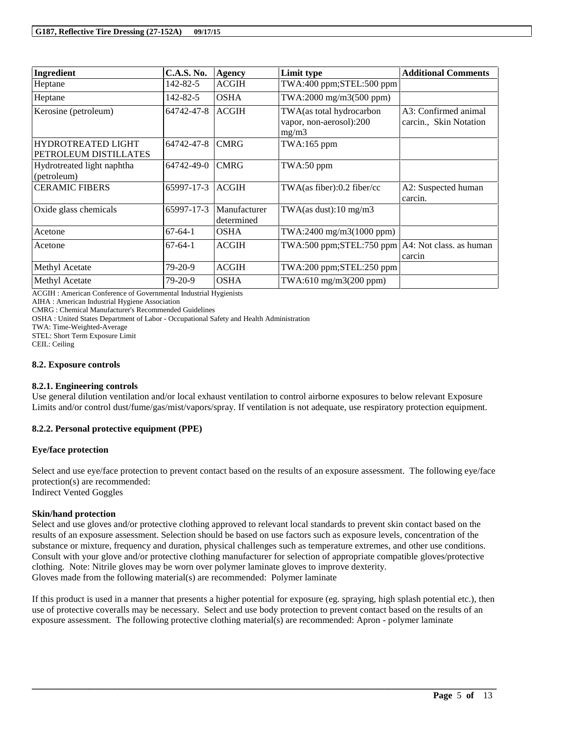| Ingredient | C.A.S. No. | Agency | Limit type | Additional Comments |
| --- | --- | --- | --- | --- |
| Heptane | 142-82-5 | ACGIH | TWA:400 ppm;STEL:500 ppm | |
| Heptane | 142-82-5 | OSHA | TWA:2000 mg/m3(500 ppm) | |
| Kerosine (petroleum) | 64742-47-8 | ACGIH | TWA(as total hydrocarbon vapor, non-aerosol):200 mg/m3 | A3: Confirmed animal carcin., Skin Notation |
| HYDROTREATED LIGHT PETROLEUM DISTILLATES | 64742-47-8 | CMRG | TWA:165 ppm | |
| Hydrotreated light naphtha (petroleum) | 64742-49-0 | CMRG | TWA:50 ppm | |
| CERAMIC FIBERS | 65997-17-3 | ACGIH | TWA(as fiber):0.2 fiber/cc | A2: Suspected human carcin. |
| Oxide glass chemicals | 65997-17-3 | Manufacturer determined | TWA(as dust):10 mg/m3 | |
| Acetone | 67-64-1 | OSHA | TWA:2400 mg/m3(1000 ppm) | |
| Acetone | 67-64-1 | ACGIH | TWA:500 ppm;STEL:750 ppm | A4: Not class. as human carcin |
| Methyl Acetate | 79-20-9 | ACGIH | TWA:200 ppm;STEL:250 ppm | |
| Methyl Acetate | 79-20-9 | OSHA | TWA:610 mg/m3(200 ppm) | |

ACGIH : American Conference of Governmental Industrial Hygienists
AIHA : American Industrial Hygiene Association
CMRG : Chemical Manufacturer's Recommended Guidelines
OSHA : United States Department of Labor - Occupational Safety and Health Administration
TWA: Time-Weighted-Average
STEL: Short Term Exposure Limit
CEIL: Ceiling

### 8.2. Exposure controls

#### 8.2.1. Engineering controls

Use general dilution ventilation and/or local exhaust ventilation to control airborne exposures to below relevant Exposure Limits and/or control dust/fume/gas/mist/vapors/spray. If ventilation is not adequate, use respiratory protection equipment.

#### 8.2.2. Personal protective equipment (PPE)

**Eye/face protection**

Select and use eye/face protection to prevent contact based on the results of an exposure assessment. The following eye/face protection(s) are recommended:
Indirect Vented Goggles

**Skin/hand protection**

Select and use gloves and/or protective clothing approved to relevant local standards to prevent skin contact based on the results of an exposure assessment. Selection should be based on use factors such as exposure levels, concentration of the substance or mixture, frequency and duration, physical challenges such as temperature extremes, and other use conditions. Consult with your glove and/or protective clothing manufacturer for selection of appropriate compatible gloves/protective clothing. Note: Nitrile gloves may be worn over polymer laminate gloves to improve dexterity.
Gloves made from the following material(s) are recommended: Polymer laminate

If this product is used in a manner that presents a higher potential for exposure (eg. spraying, high splash potential etc.), then use of protective coveralls may be necessary. Select and use body protection to prevent contact based on the results of an exposure assessment. The following protective clothing material(s) are recommended: Apron - polymer laminate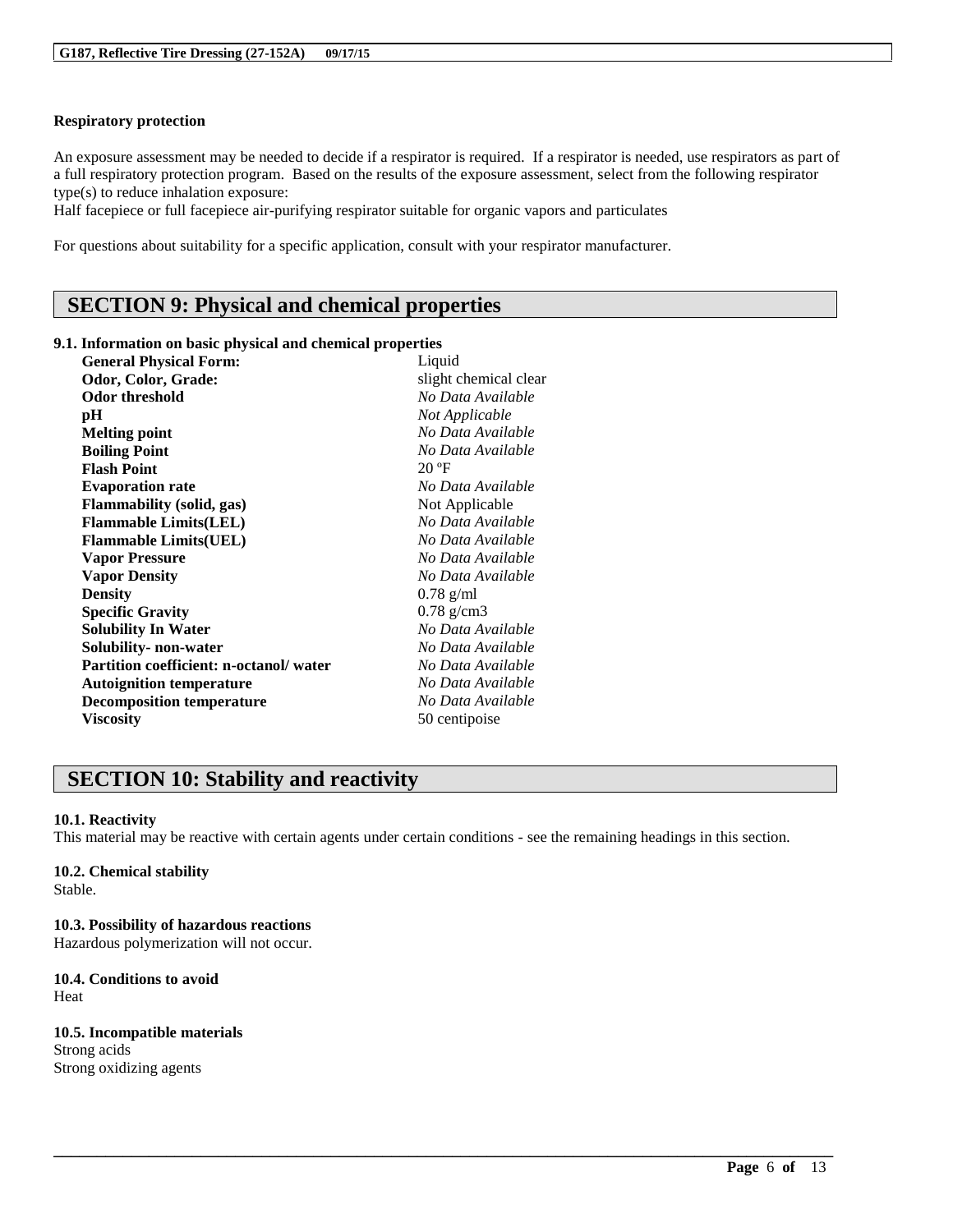**Respiratory protection**

An exposure assessment may be needed to decide if a respirator is required. If a respirator is needed, use respirators as part of a full respiratory protection program. Based on the results of the exposure assessment, select from the following respirator type(s) to reduce inhalation exposure:
Half facepiece or full facepiece air-purifying respirator suitable for organic vapors and particulates

For questions about suitability for a specific application, consult with your respirator manufacturer.

## SECTION 9: Physical and chemical properties

**9.1. Information on basic physical and chemical properties**

| | |
|---|---|
| **General Physical Form:** | Liquid |
| **Odor, Color, Grade:** | slight chemical clear |
| **Odor threshold** | *No Data Available* |
| **pH** | *Not Applicable* |
| **Melting point** | *No Data Available* |
| **Boiling Point** | *No Data Available* |
| **Flash Point** | 20 ºF |
| **Evaporation rate** | *No Data Available* |
| **Flammability (solid, gas)** | Not Applicable |
| **Flammable Limits(LEL)** | *No Data Available* |
| **Flammable Limits(UEL)** | *No Data Available* |
| **Vapor Pressure** | *No Data Available* |
| **Vapor Density** | *No Data Available* |
| **Density** | 0.78 g/ml |
| **Specific Gravity** | 0.78 g/cm3 |
| **Solubility In Water** | *No Data Available* |
| **Solubility- non-water** | *No Data Available* |
| **Partition coefficient: n-octanol/ water** | *No Data Available* |
| **Autoignition temperature** | *No Data Available* |
| **Decomposition temperature** | *No Data Available* |
| **Viscosity** | 50 centipoise |

## SECTION 10: Stability and reactivity

**10.1. Reactivity**
This material may be reactive with certain agents under certain conditions - see the remaining headings in this section.

**10.2. Chemical stability**
Stable.

**10.3. Possibility of hazardous reactions**
Hazardous polymerization will not occur.

**10.4. Conditions to avoid**
Heat

**10.5. Incompatible materials**
Strong acids
Strong oxidizing agents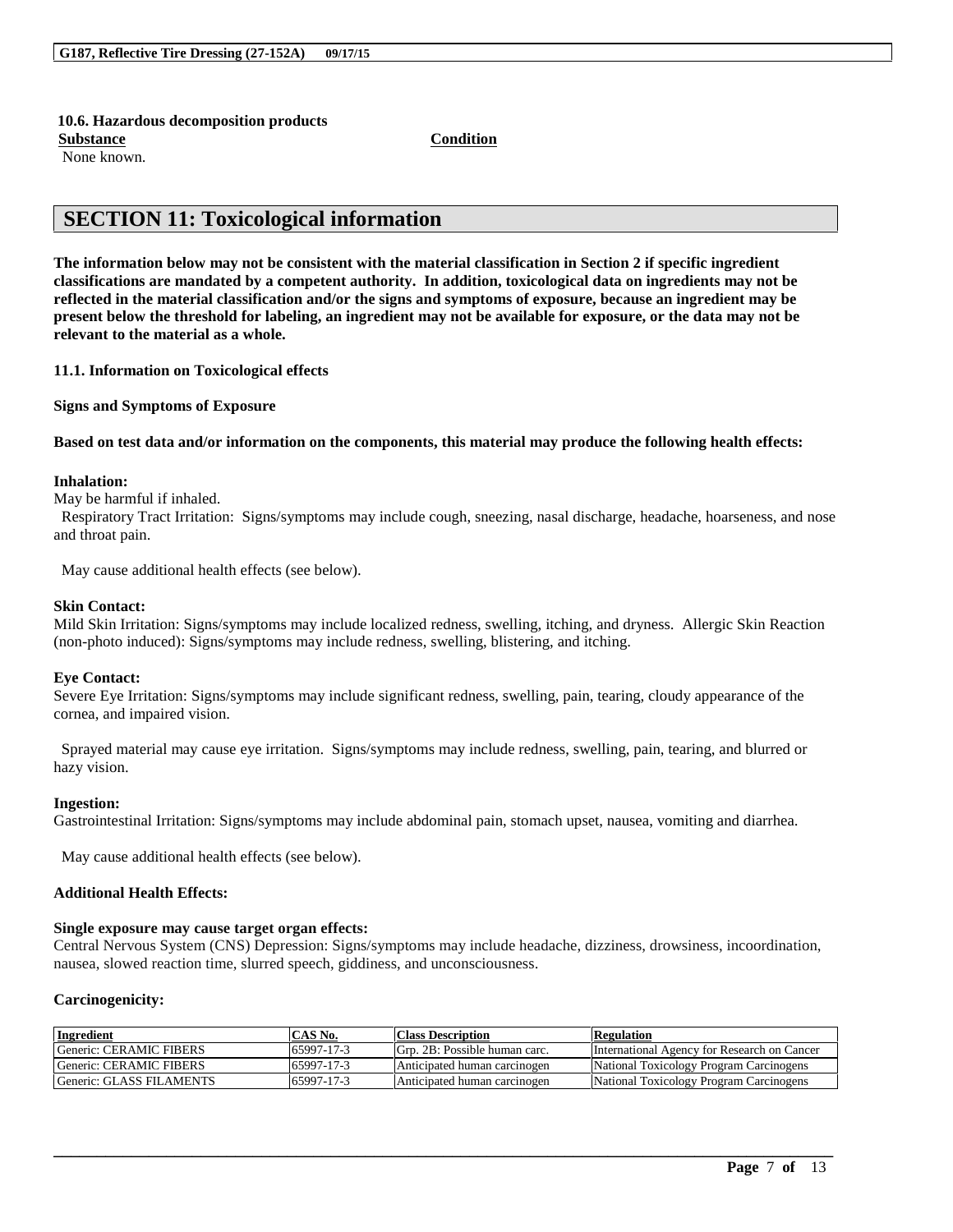**10.6. Hazardous decomposition products**

| Substance | Condition |
|---|---|
| None known. | |

## SECTION 11: Toxicological information

**The information below may not be consistent with the material classification in Section 2 if specific ingredient classifications are mandated by a competent authority. In addition, toxicological data on ingredients may not be reflected in the material classification and/or the signs and symptoms of exposure, because an ingredient may be present below the threshold for labeling, an ingredient may not be available for exposure, or the data may not be relevant to the material as a whole.**

**11.1. Information on Toxicological effects**

**Signs and Symptoms of Exposure**

**Based on test data and/or information on the components, this material may produce the following health effects:**

**Inhalation:**

May be harmful if inhaled.

Respiratory Tract Irritation: Signs/symptoms may include cough, sneezing, nasal discharge, headache, hoarseness, and nose and throat pain.

May cause additional health effects (see below).

**Skin Contact:**

Mild Skin Irritation: Signs/symptoms may include localized redness, swelling, itching, and dryness. Allergic Skin Reaction (non-photo induced): Signs/symptoms may include redness, swelling, blistering, and itching.

**Eye Contact:**

Severe Eye Irritation: Signs/symptoms may include significant redness, swelling, pain, tearing, cloudy appearance of the cornea, and impaired vision.

Sprayed material may cause eye irritation. Signs/symptoms may include redness, swelling, pain, tearing, and blurred or hazy vision.

**Ingestion:**

Gastrointestinal Irritation: Signs/symptoms may include abdominal pain, stomach upset, nausea, vomiting and diarrhea.

May cause additional health effects (see below).

**Additional Health Effects:**

**Single exposure may cause target organ effects:**

Central Nervous System (CNS) Depression: Signs/symptoms may include headache, dizziness, drowsiness, incoordination, nausea, slowed reaction time, slurred speech, giddiness, and unconsciousness.

**Carcinogenicity:**

| Ingredient | CAS No. | Class Description | Regulation |
|---|---|---|---|
| Generic: CERAMIC FIBERS | 65997-17-3 | Grp. 2B: Possible human carc. | International Agency for Research on Cancer |
| Generic: CERAMIC FIBERS | 65997-17-3 | Anticipated human carcinogen | National Toxicology Program Carcinogens |
| Generic: GLASS FILAMENTS | 65997-17-3 | Anticipated human carcinogen | National Toxicology Program Carcinogens |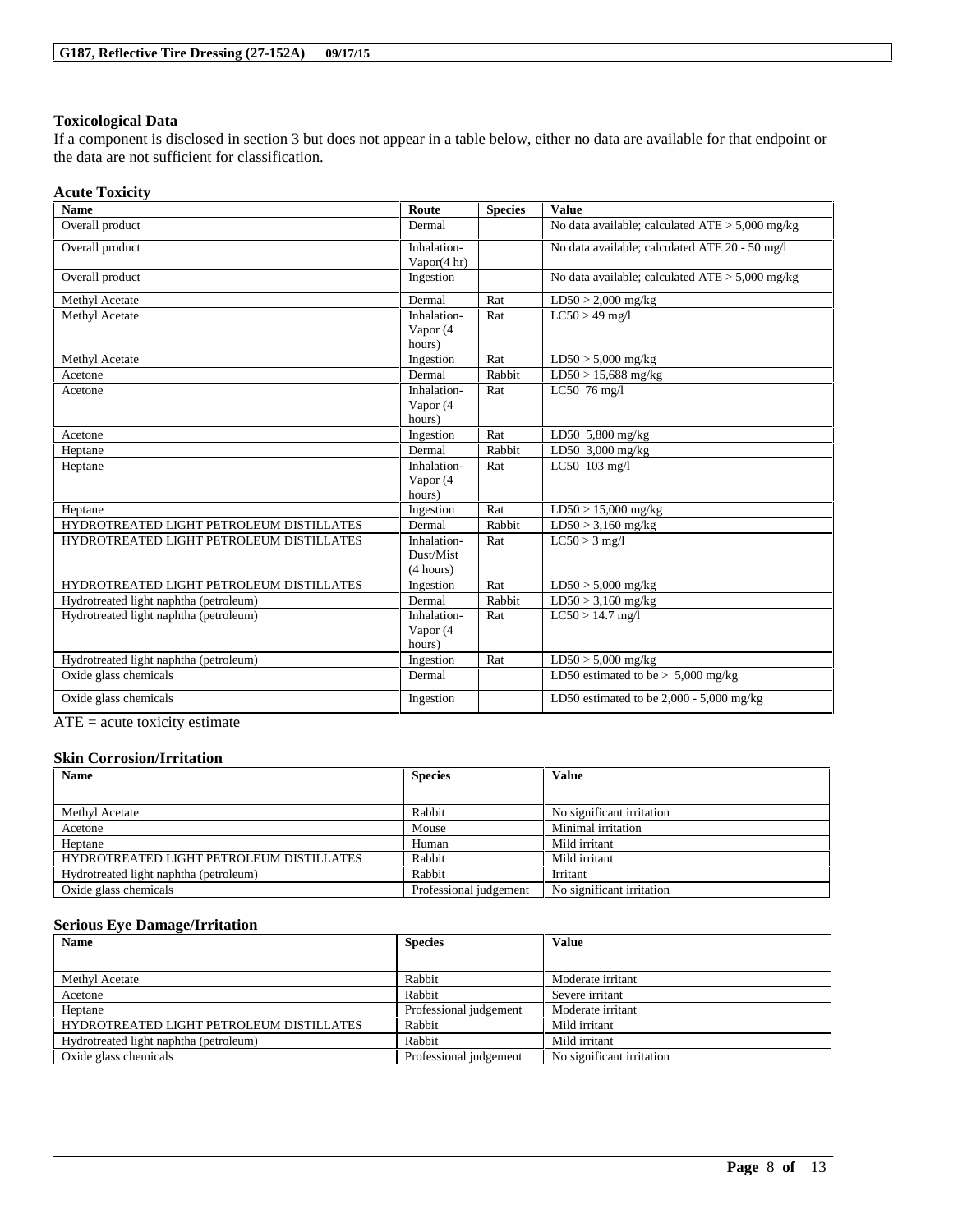### Toxicological Data

If a component is disclosed in section 3 but does not appear in a table below, either no data are available for that endpoint or the data are not sufficient for classification.

### Acute Toxicity

| Name | Route | Species | Value |
|---|---|---|---|
| Overall product | Dermal | | No data available; calculated ATE > 5,000 mg/kg |
| Overall product | Inhalation-Vapor(4 hr) | | No data available; calculated ATE 20 - 50 mg/l |
| Overall product | Ingestion | | No data available; calculated ATE > 5,000 mg/kg |
| Methyl Acetate | Dermal | Rat | LD50 > 2,000 mg/kg |
| Methyl Acetate | Inhalation-Vapor (4 hours) | Rat | LC50 > 49 mg/l |
| Methyl Acetate | Ingestion | Rat | LD50 > 5,000 mg/kg |
| Acetone | Dermal | Rabbit | LD50 > 15,688 mg/kg |
| Acetone | Inhalation-Vapor (4 hours) | Rat | LC50 76 mg/l |
| Acetone | Ingestion | Rat | LD50 5,800 mg/kg |
| Heptane | Dermal | Rabbit | LD50 3,000 mg/kg |
| Heptane | Inhalation-Vapor (4 hours) | Rat | LC50 103 mg/l |
| Heptane | Ingestion | Rat | LD50 > 15,000 mg/kg |
| HYDROTREATED LIGHT PETROLEUM DISTILLATES | Dermal | Rabbit | LD50 > 3,160 mg/kg |
| HYDROTREATED LIGHT PETROLEUM DISTILLATES | Inhalation-Dust/Mist (4 hours) | Rat | LC50 > 3 mg/l |
| HYDROTREATED LIGHT PETROLEUM DISTILLATES | Ingestion | Rat | LD50 > 5,000 mg/kg |
| Hydrotreated light naphtha (petroleum) | Dermal | Rabbit | LD50 > 3,160 mg/kg |
| Hydrotreated light naphtha (petroleum) | Inhalation-Vapor (4 hours) | Rat | LC50 > 14.7 mg/l |
| Hydrotreated light naphtha (petroleum) | Ingestion | Rat | LD50 > 5,000 mg/kg |
| Oxide glass chemicals | Dermal | | LD50 estimated to be > 5,000 mg/kg |
| Oxide glass chemicals | Ingestion | | LD50 estimated to be 2,000 - 5,000 mg/kg |

ATE = acute toxicity estimate

### Skin Corrosion/Irritation

| Name | Species | Value |
|---|---|---|
| Methyl Acetate | Rabbit | No significant irritation |
| Acetone | Mouse | Minimal irritation |
| Heptane | Human | Mild irritant |
| HYDROTREATED LIGHT PETROLEUM DISTILLATES | Rabbit | Mild irritant |
| Hydrotreated light naphtha (petroleum) | Rabbit | Irritant |
| Oxide glass chemicals | Professional judgement | No significant irritation |

### Serious Eye Damage/Irritation

| Name | Species | Value |
|---|---|---|
| Methyl Acetate | Rabbit | Moderate irritant |
| Acetone | Rabbit | Severe irritant |
| Heptane | Professional judgement | Moderate irritant |
| HYDROTREATED LIGHT PETROLEUM DISTILLATES | Rabbit | Mild irritant |
| Hydrotreated light naphtha (petroleum) | Rabbit | Mild irritant |
| Oxide glass chemicals | Professional judgement | No significant irritation |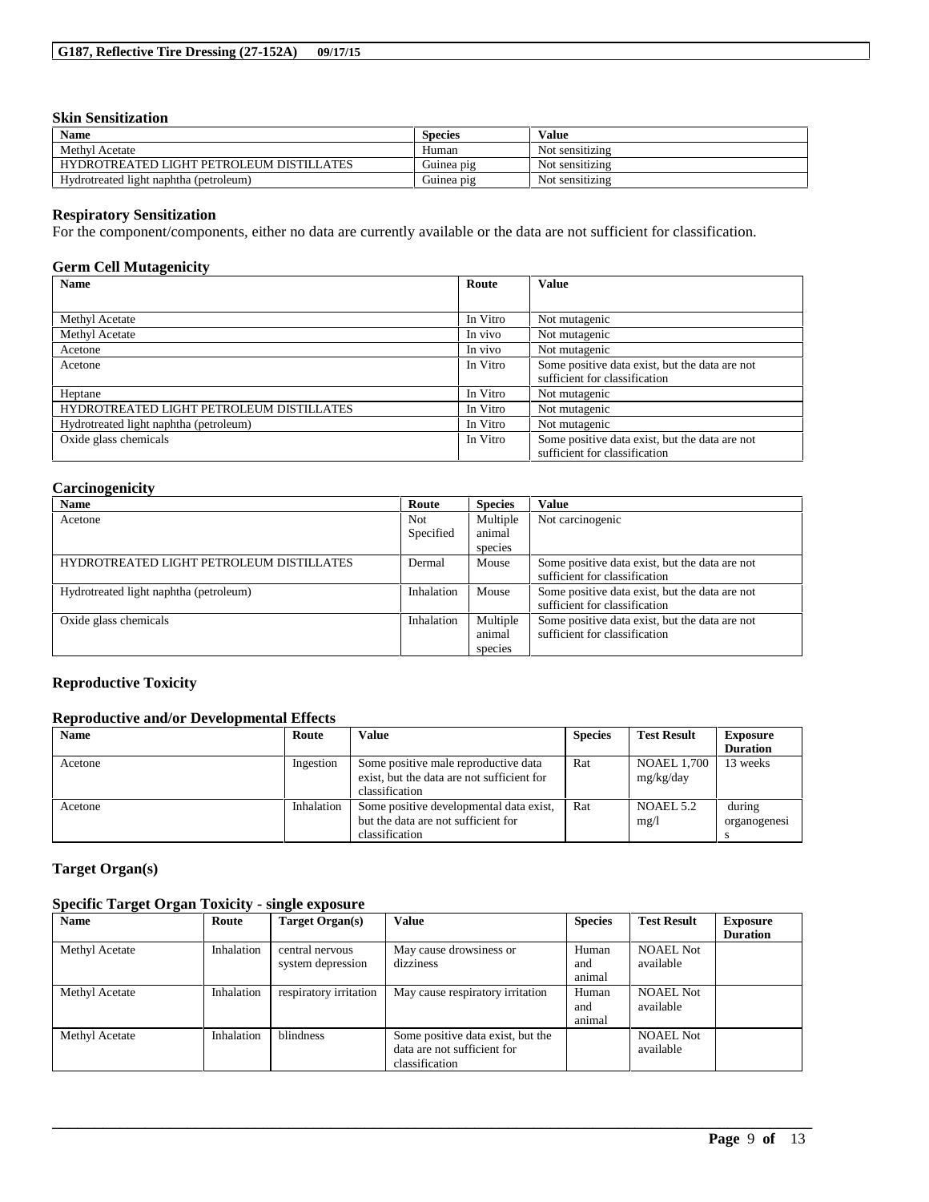### Skin Sensitization

| Name | Species | Value |
|---|---|---|
| Methyl Acetate | Human | Not sensitizing |
| HYDROTREATED LIGHT PETROLEUM DISTILLATES | Guinea pig | Not sensitizing |
| Hydrotreated light naphtha (petroleum) | Guinea pig | Not sensitizing |

### Respiratory Sensitization

For the component/components, either no data are currently available or the data are not sufficient for classification.

### Germ Cell Mutagenicity

| Name | Route | Value |
|---|---|---|
| Methyl Acetate | In Vitro | Not mutagenic |
| Methyl Acetate | In vivo | Not mutagenic |
| Acetone | In vivo | Not mutagenic |
| Acetone | In Vitro | Some positive data exist, but the data are not sufficient for classification |
| Heptane | In Vitro | Not mutagenic |
| HYDROTREATED LIGHT PETROLEUM DISTILLATES | In Vitro | Not mutagenic |
| Hydrotreated light naphtha (petroleum) | In Vitro | Not mutagenic |
| Oxide glass chemicals | In Vitro | Some positive data exist, but the data are not sufficient for classification |

### Carcinogenicity

| Name | Route | Species | Value |
|---|---|---|---|
| Acetone | Not Specified | Multiple animal species | Not carcinogenic |
| HYDROTREATED LIGHT PETROLEUM DISTILLATES | Dermal | Mouse | Some positive data exist, but the data are not sufficient for classification |
| Hydrotreated light naphtha (petroleum) | Inhalation | Mouse | Some positive data exist, but the data are not sufficient for classification |
| Oxide glass chemicals | Inhalation | Multiple animal species | Some positive data exist, but the data are not sufficient for classification |

### Reproductive Toxicity

#### Reproductive and/or Developmental Effects

| Name | Route | Value | Species | Test Result | Exposure Duration |
|---|---|---|---|---|---|
| Acetone | Ingestion | Some positive male reproductive data exist, but the data are not sufficient for classification | Rat | NOAEL 1,700 mg/kg/day | 13 weeks |
| Acetone | Inhalation | Some positive developmental data exist, but the data are not sufficient for classification | Rat | NOAEL 5.2 mg/l | during organogenesis |

### Target Organ(s)

#### Specific Target Organ Toxicity - single exposure

| Name | Route | Target Organ(s) | Value | Species | Test Result | Exposure Duration |
|---|---|---|---|---|---|---|
| Methyl Acetate | Inhalation | central nervous system depression | May cause drowsiness or dizziness | Human and animal | NOAEL Not available | |
| Methyl Acetate | Inhalation | respiratory irritation | May cause respiratory irritation | Human and animal | NOAEL Not available | |
| Methyl Acetate | Inhalation | blindness | Some positive data exist, but the data are not sufficient for classification | | NOAEL Not available | |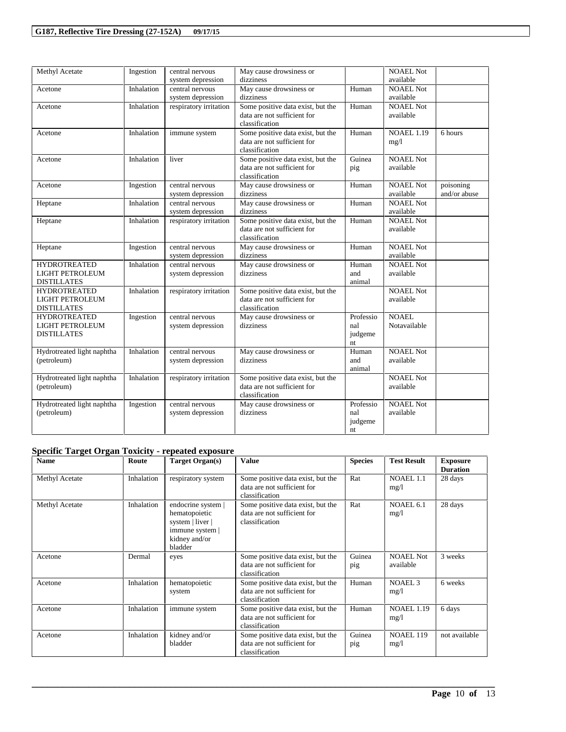| Methyl Acetate | Ingestion | central nervous system depression | May cause drowsiness or dizziness | | NOAEL Not available | |
|---|---|---|---|---|---|---|
| Acetone | Inhalation | central nervous system depression | May cause drowsiness or dizziness | Human | NOAEL Not available | |
| Acetone | Inhalation | respiratory irritation | Some positive data exist, but the data are not sufficient for classification | Human | NOAEL Not available | |
| Acetone | Inhalation | immune system | Some positive data exist, but the data are not sufficient for classification | Human | NOAEL 1.19 mg/l | 6 hours |
| Acetone | Inhalation | liver | Some positive data exist, but the data are not sufficient for classification | Guinea pig | NOAEL Not available | |
| Acetone | Ingestion | central nervous system depression | May cause drowsiness or dizziness | Human | NOAEL Not available | poisoning and/or abuse |
| Heptane | Inhalation | central nervous system depression | May cause drowsiness or dizziness | Human | NOAEL Not available | |
| Heptane | Inhalation | respiratory irritation | Some positive data exist, but the data are not sufficient for classification | Human | NOAEL Not available | |
| Heptane | Ingestion | central nervous system depression | May cause drowsiness or dizziness | Human | NOAEL Not available | |
| HYDROTREATED LIGHT PETROLEUM DISTILLATES | Inhalation | central nervous system depression | May cause drowsiness or dizziness | Human and animal | NOAEL Not available | |
| HYDROTREATED LIGHT PETROLEUM DISTILLATES | Inhalation | respiratory irritation | Some positive data exist, but the data are not sufficient for classification | | NOAEL Not available | |
| HYDROTREATED LIGHT PETROLEUM DISTILLATES | Ingestion | central nervous system depression | May cause drowsiness or dizziness | Professional judgement | NOAEL Notavailable | |
| Hydrotreated light naphtha (petroleum) | Inhalation | central nervous system depression | May cause drowsiness or dizziness | Human and animal | NOAEL Not available | |
| Hydrotreated light naphtha (petroleum) | Inhalation | respiratory irritation | Some positive data exist, but the data are not sufficient for classification | | NOAEL Not available | |
| Hydrotreated light naphtha (petroleum) | Ingestion | central nervous system depression | May cause drowsiness or dizziness | Professional judgement | NOAEL Not available | |

## Specific Target Organ Toxicity - repeated exposure

| Name | Route | Target Organ(s) | Value | Species | Test Result | Exposure Duration |
|---|---|---|---|---|---|---|
| Methyl Acetate | Inhalation | respiratory system | Some positive data exist, but the data are not sufficient for classification | Rat | NOAEL 1.1 mg/l | 28 days |
| Methyl Acetate | Inhalation | endocrine system \| hematopoietic system \| liver \| immune system \| kidney and/or bladder | Some positive data exist, but the data are not sufficient for classification | Rat | NOAEL 6.1 mg/l | 28 days |
| Acetone | Dermal | eyes | Some positive data exist, but the data are not sufficient for classification | Guinea pig | NOAEL Not available | 3 weeks |
| Acetone | Inhalation | hematopoietic system | Some positive data exist, but the data are not sufficient for classification | Human | NOAEL 3 mg/l | 6 weeks |
| Acetone | Inhalation | immune system | Some positive data exist, but the data are not sufficient for classification | Human | NOAEL 1.19 mg/l | 6 days |
| Acetone | Inhalation | kidney and/or bladder | Some positive data exist, but the data are not sufficient for classification | Guinea pig | NOAEL 119 mg/l | not available |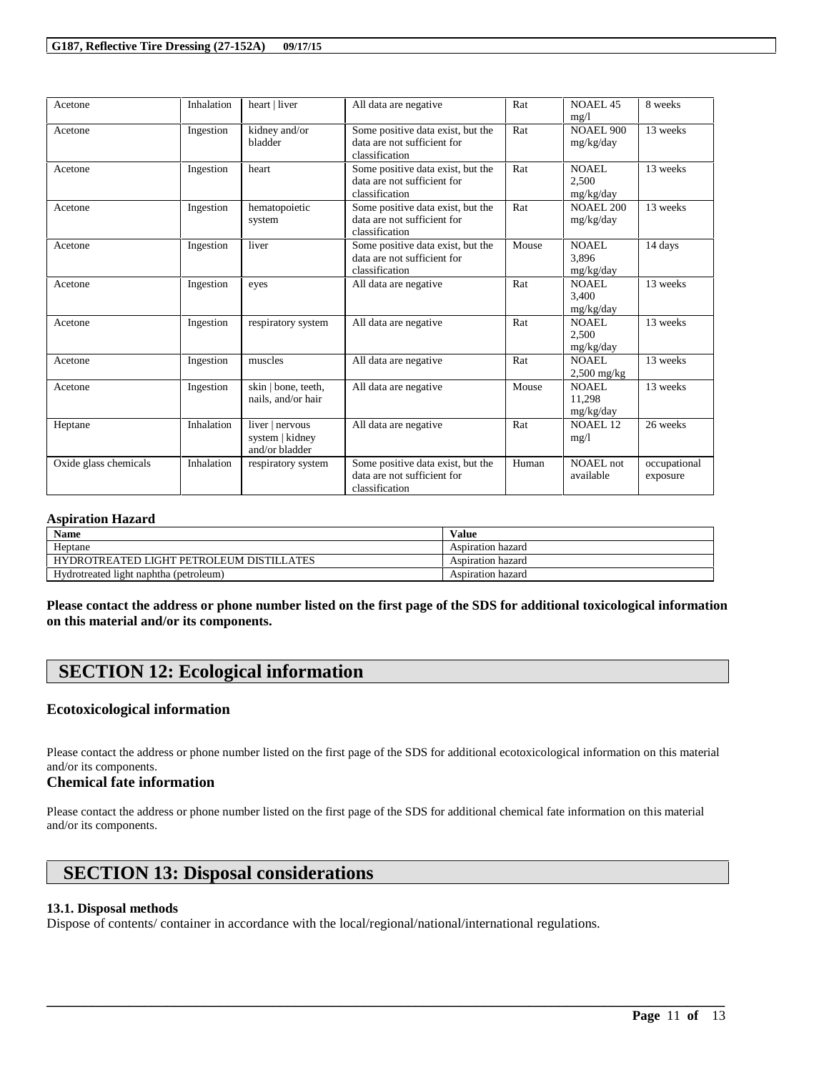| Acetone | Inhalation | heart \| liver | All data are negative | Rat | NOAEL 45 mg/l | 8 weeks |
|---|---|---|---|---|---|---|
| Acetone | Ingestion | kidney and/or bladder | Some positive data exist, but the data are not sufficient for classification | Rat | NOAEL 900 mg/kg/day | 13 weeks |
| Acetone | Ingestion | heart | Some positive data exist, but the data are not sufficient for classification | Rat | NOAEL 2,500 mg/kg/day | 13 weeks |
| Acetone | Ingestion | hematopoietic system | Some positive data exist, but the data are not sufficient for classification | Rat | NOAEL 200 mg/kg/day | 13 weeks |
| Acetone | Ingestion | liver | Some positive data exist, but the data are not sufficient for classification | Mouse | NOAEL 3,896 mg/kg/day | 14 days |
| Acetone | Ingestion | eyes | All data are negative | Rat | NOAEL 3,400 mg/kg/day | 13 weeks |
| Acetone | Ingestion | respiratory system | All data are negative | Rat | NOAEL 2,500 mg/kg/day | 13 weeks |
| Acetone | Ingestion | muscles | All data are negative | Rat | NOAEL 2,500 mg/kg | 13 weeks |
| Acetone | Ingestion | skin \| bone, teeth, nails, and/or hair | All data are negative | Mouse | NOAEL 11,298 mg/kg/day | 13 weeks |
| Heptane | Inhalation | liver \| nervous system \| kidney and/or bladder | All data are negative | Rat | NOAEL 12 mg/l | 26 weeks |
| Oxide glass chemicals | Inhalation | respiratory system | Some positive data exist, but the data are not sufficient for classification | Human | NOAEL not available | occupational exposure |

**Aspiration Hazard**

| Name | Value |
|---|---|
| Heptane | Aspiration hazard |
| HYDROTREATED LIGHT PETROLEUM DISTILLATES | Aspiration hazard |
| Hydrotreated light naphtha (petroleum) | Aspiration hazard |

**Please contact the address or phone number listed on the first page of the SDS for additional toxicological information on this material and/or its components.**

# SECTION 12: Ecological information

### Ecotoxicological information

Please contact the address or phone number listed on the first page of the SDS for additional ecotoxicological information on this material and/or its components.

### Chemical fate information

Please contact the address or phone number listed on the first page of the SDS for additional chemical fate information on this material and/or its components.

# SECTION 13: Disposal considerations

**13.1. Disposal methods**

Dispose of contents/ container in accordance with the local/regional/national/international regulations.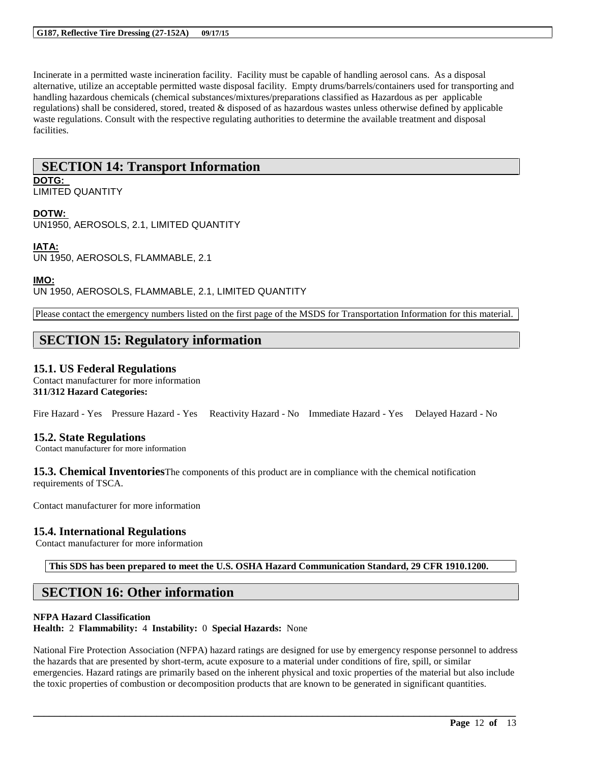Incinerate in a permitted waste incineration facility. Facility must be capable of handling aerosol cans. As a disposal alternative, utilize an acceptable permitted waste disposal facility. Empty drums/barrels/containers used for transporting and handling hazardous chemicals (chemical substances/mixtures/preparations classified as Hazardous as per applicable regulations) shall be considered, stored, treated & disposed of as hazardous wastes unless otherwise defined by applicable waste regulations. Consult with the respective regulating authorities to determine the available treatment and disposal facilities.

## SECTION 14: Transport Information

**DOTG:**
LIMITED QUANTITY

**DOTW:**
UN1950, AEROSOLS, 2.1, LIMITED QUANTITY

**IATA:**
UN 1950, AEROSOLS, FLAMMABLE, 2.1

**IMO:**
UN 1950, AEROSOLS, FLAMMABLE, 2.1, LIMITED QUANTITY

Please contact the emergency numbers listed on the first page of the MSDS for Transportation Information for this material.

## SECTION 15: Regulatory information

### 15.1. US Federal Regulations

Contact manufacturer for more information

**311/312 Hazard Categories:**

Fire Hazard - Yes Pressure Hazard - Yes Reactivity Hazard - No Immediate Hazard - Yes Delayed Hazard - No

### 15.2. State Regulations

Contact manufacturer for more information

### 15.3. Chemical Inventories

The components of this product are in compliance with the chemical notification requirements of TSCA.

Contact manufacturer for more information

### 15.4. International Regulations

Contact manufacturer for more information

**This SDS has been prepared to meet the U.S. OSHA Hazard Communication Standard, 29 CFR 1910.1200.**

## SECTION 16: Other information

**NFPA Hazard Classification**
**Health:** 2 **Flammability:** 4 **Instability:** 0 **Special Hazards:** None

National Fire Protection Association (NFPA) hazard ratings are designed for use by emergency response personnel to address the hazards that are presented by short-term, acute exposure to a material under conditions of fire, spill, or similar emergencies. Hazard ratings are primarily based on the inherent physical and toxic properties of the material but also include the toxic properties of combustion or decomposition products that are known to be generated in significant quantities.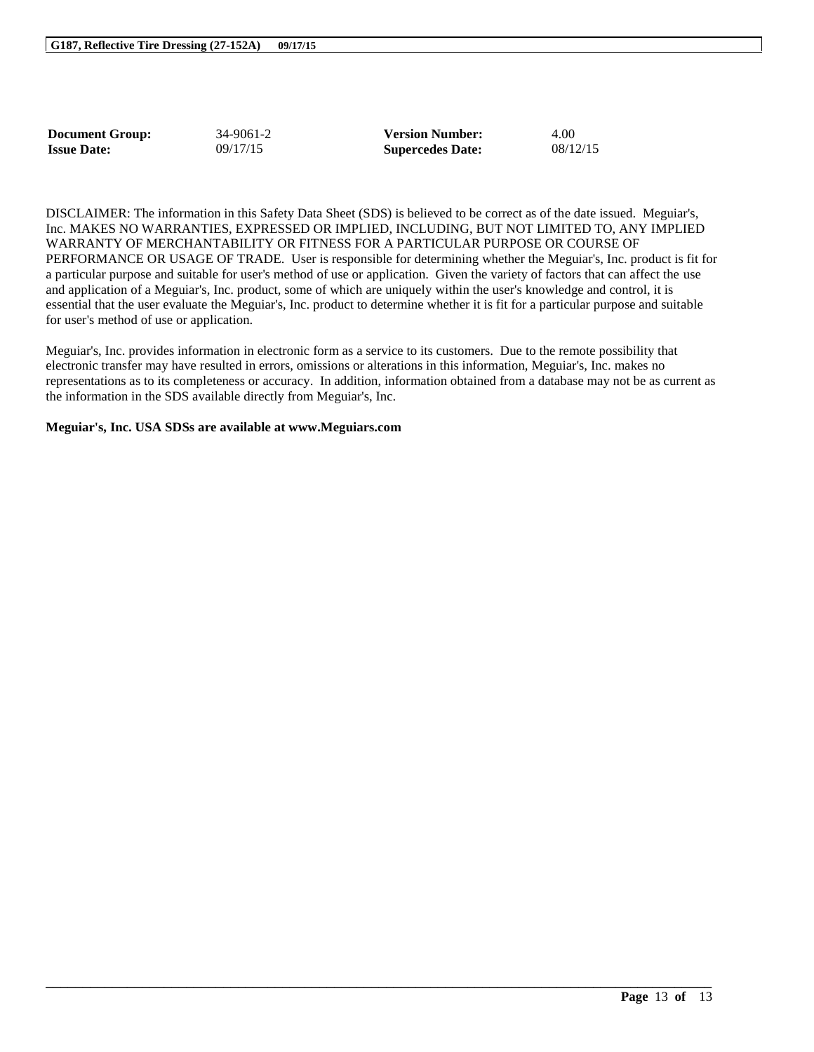| | | | |
|---|---|---|---|
| **Document Group:** | 34-9061-2 | **Version Number:** | 4.00 |
| **Issue Date:** | 09/17/15 | **Supercedes Date:** | 08/12/15 |

DISCLAIMER: The information in this Safety Data Sheet (SDS) is believed to be correct as of the date issued. Meguiar's, Inc. MAKES NO WARRANTIES, EXPRESSED OR IMPLIED, INCLUDING, BUT NOT LIMITED TO, ANY IMPLIED WARRANTY OF MERCHANTABILITY OR FITNESS FOR A PARTICULAR PURPOSE OR COURSE OF PERFORMANCE OR USAGE OF TRADE. User is responsible for determining whether the Meguiar's, Inc. product is fit for a particular purpose and suitable for user's method of use or application. Given the variety of factors that can affect the use and application of a Meguiar's, Inc. product, some of which are uniquely within the user's knowledge and control, it is essential that the user evaluate the Meguiar's, Inc. product to determine whether it is fit for a particular purpose and suitable for user's method of use or application.

Meguiar's, Inc. provides information in electronic form as a service to its customers. Due to the remote possibility that electronic transfer may have resulted in errors, omissions or alterations in this information, Meguiar's, Inc. makes no representations as to its completeness or accuracy. In addition, information obtained from a database may not be as current as the information in the SDS available directly from Meguiar's, Inc.

**Meguiar's, Inc. USA SDSs are available at www.Meguiars.com**